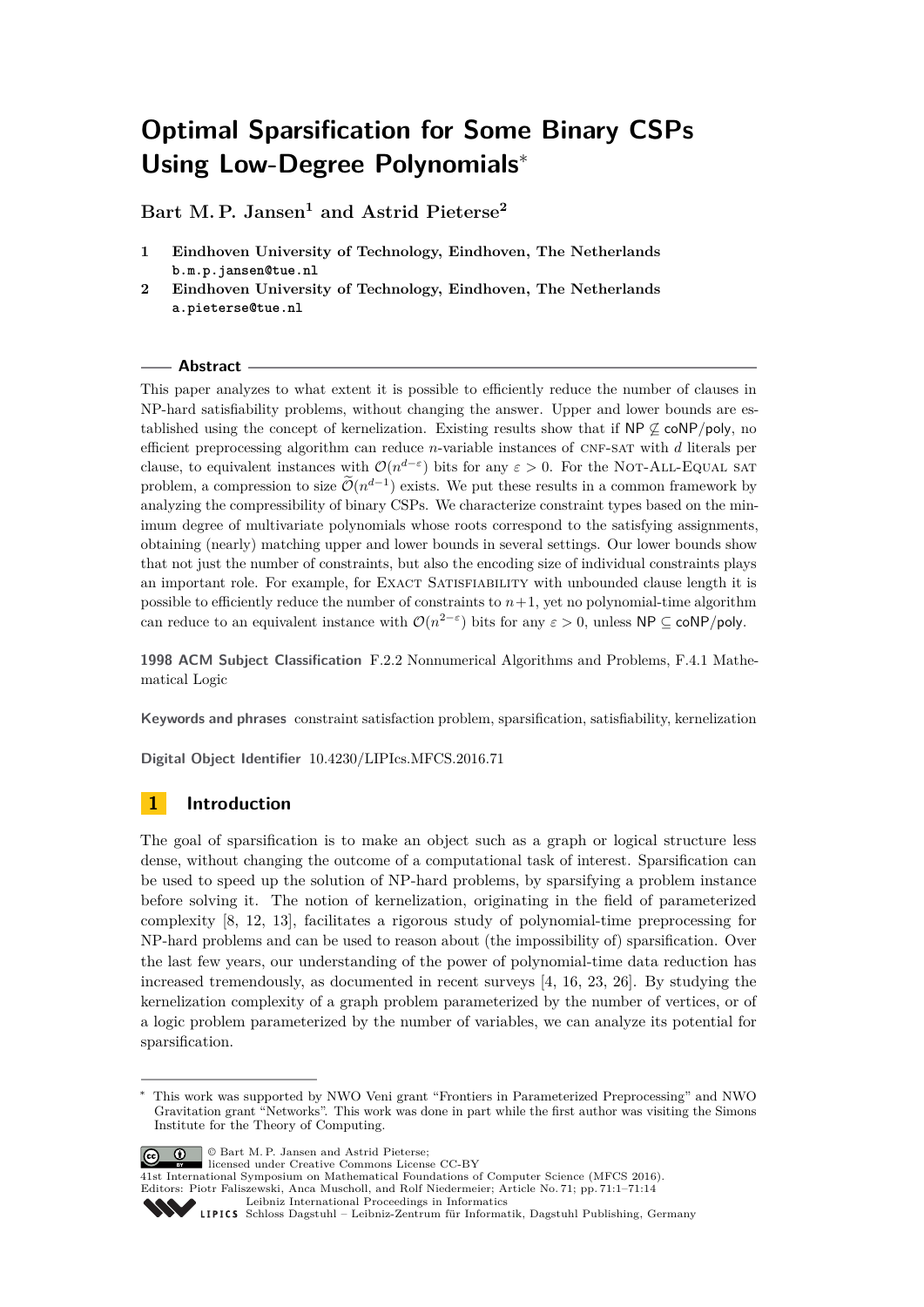# Optimal Sparsification for Some Binary CSPs Using Low-Degree Polynomials*

**Bart M. P. Jansen[1] and Astrid Pieterse[2]**

1. **Eindhoven University of Technology, Eindhoven, The Netherlands**
   `b.m.p.jansen@tue.nl`
2. **Eindhoven University of Technology, Eindhoven, The Netherlands**
   `a.pieterse@tue.nl`

## Abstract

This paper analyzes to what extent it is possible to efficiently reduce the number of clauses in NP-hard satisfiability problems, without changing the answer. Upper and lower bounds are established using the concept of kernelization. Existing results show that if $\mathsf{NP} \not\subseteq \mathsf{coNP/poly}$, no efficient preprocessing algorithm can reduce $n$-variable instances of CNF-SAT with $d$ literals per clause, to equivalent instances with $\mathcal{O}(n^{d-\varepsilon})$ bits for any $\varepsilon > 0$. For the Not-All-Equal sat problem, a compression to size $\widetilde{\mathcal{O}}(n^{d-1})$ exists. We put these results in a common framework by analyzing the compressibility of binary CSPs. We characterize constraint types based on the minimum degree of multivariate polynomials whose roots correspond to the satisfying assignments, obtaining (nearly) matching upper and lower bounds in several settings. Our lower bounds show that not just the number of constraints, but also the encoding size of individual constraints plays an important role. For example, for Exact Satisfiability with unbounded clause length it is possible to efficiently reduce the number of constraints to $n+1$, yet no polynomial-time algorithm can reduce to an equivalent instance with $\mathcal{O}(n^{2-\varepsilon})$ bits for any $\varepsilon > 0$, unless $\mathsf{NP} \subseteq \mathsf{coNP/poly}$.

**1998 ACM Subject Classification** F.2.2 Nonnumerical Algorithms and Problems, F.4.1 Mathematical Logic

**Keywords and phrases** constraint satisfaction problem, sparsification, satisfiability, kernelization

**Digital Object Identifier** 10.4230/LIPIcs.MFCS.2016.71

## 1 Introduction

The goal of sparsification is to make an object such as a graph or logical structure less dense, without changing the outcome of a computational task of interest. Sparsification can be used to speed up the solution of NP-hard problems, by sparsifying a problem instance before solving it. The notion of kernelization, originating in the field of parameterized complexity [8, 12, 13], facilitates a rigorous study of polynomial-time preprocessing for NP-hard problems and can be used to reason about (the impossibility of) sparsification. Over the last few years, our understanding of the power of polynomial-time data reduction has increased tremendously, as documented in recent surveys [4, 16, 23, 26]. By studying the kernelization complexity of a graph problem parameterized by the number of vertices, or of a logic problem parameterized by the number of variables, we can analyze its potential for sparsification.

* This work was supported by NWO Veni grant "Frontiers in Parameterized Preprocessing" and NWO Gravitation grant "Networks". This work was done in part while the first author was visiting the Simons Institute for the Theory of Computing.

© Bart M. P. Jansen and Astrid Pieterse;
licensed under Creative Commons License CC-BY
41st International Symposium on Mathematical Foundations of Computer Science (MFCS 2016).
Editors: Piotr Faliszewski, Anca Muscholl, and Rolf Niedermeier; Article No. 71; pp. 71:1–71:14
Leibniz International Proceedings in Informatics
Schloss Dagstuhl – Leibniz-Zentrum für Informatik, Dagstuhl Publishing, Germany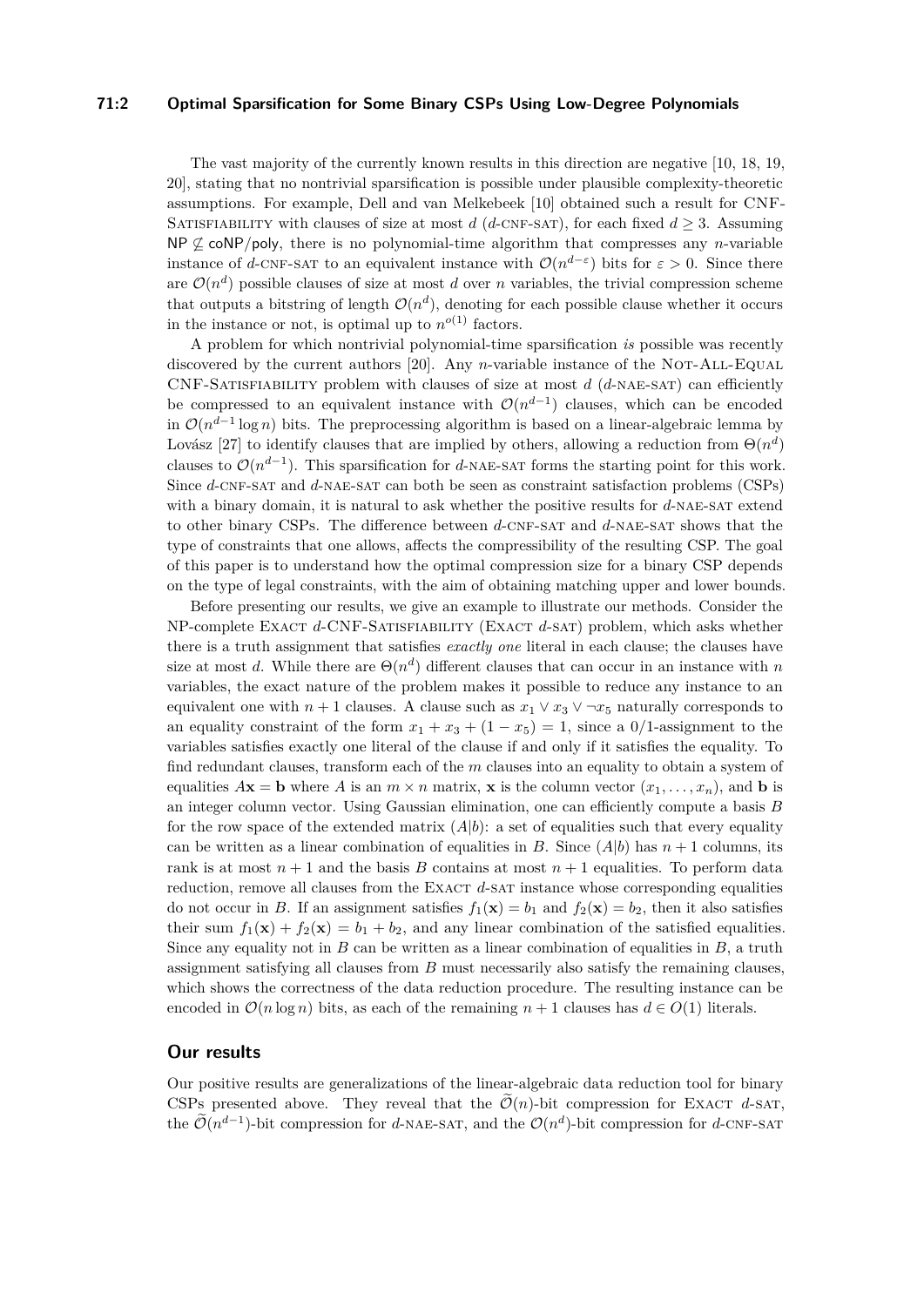The vast majority of the currently known results in this direction are negative [10, 18, 19, 20], stating that no nontrivial sparsification is possible under plausible complexity-theoretic assumptions. For example, Dell and van Melkebeek [10] obtained such a result for CNF-Satisfiability with clauses of size at most $d$ ($d$-cnf-sat), for each fixed $d \geq 3$. Assuming $\mathsf{NP} \not\subseteq \mathsf{coNP/poly}$, there is no polynomial-time algorithm that compresses any $n$-variable instance of $d$-cnf-sat to an equivalent instance with $\mathcal{O}(n^{d-\varepsilon})$ bits for $\varepsilon > 0$. Since there are $\mathcal{O}(n^d)$ possible clauses of size at most $d$ over $n$ variables, the trivial compression scheme that outputs a bitstring of length $\mathcal{O}(n^d)$, denoting for each possible clause whether it occurs in the instance or not, is optimal up to $n^{o(1)}$ factors.

A problem for which nontrivial polynomial-time sparsification *is* possible was recently discovered by the current authors [20]. Any $n$-variable instance of the Not-All-Equal CNF-Satisfiability problem with clauses of size at most $d$ ($d$-nae-sat) can efficiently be compressed to an equivalent instance with $\mathcal{O}(n^{d-1})$ clauses, which can be encoded in $\mathcal{O}(n^{d-1} \log n)$ bits. The preprocessing algorithm is based on a linear-algebraic lemma by Lovász [27] to identify clauses that are implied by others, allowing a reduction from $\Theta(n^d)$ clauses to $\mathcal{O}(n^{d-1})$. This sparsification for $d$-nae-sat forms the starting point for this work. Since $d$-cnf-sat and $d$-nae-sat can both be seen as constraint satisfaction problems (CSPs) with a binary domain, it is natural to ask whether the positive results for $d$-nae-sat extend to other binary CSPs. The difference between $d$-cnf-sat and $d$-nae-sat shows that the type of constraints that one allows, affects the compressibility of the resulting CSP. The goal of this paper is to understand how the optimal compression size for a binary CSP depends on the type of legal constraints, with the aim of obtaining matching upper and lower bounds.

Before presenting our results, we give an example to illustrate our methods. Consider the NP-complete Exact $d$-CNF-Satisfiability (Exact $d$-sat) problem, which asks whether there is a truth assignment that satisfies *exactly one* literal in each clause; the clauses have size at most $d$. While there are $\Theta(n^d)$ different clauses that can occur in an instance with $n$ variables, the exact nature of the problem makes it possible to reduce any instance to an equivalent one with $n + 1$ clauses. A clause such as $x_1 \vee x_3 \vee \neg x_5$ naturally corresponds to an equality constraint of the form $x_1 + x_3 + (1 - x_5) = 1$, since a 0/1-assignment to the variables satisfies exactly one literal of the clause if and only if it satisfies the equality. To find redundant clauses, transform each of the $m$ clauses into an equality to obtain a system of equalities $A\mathbf{x} = \mathbf{b}$ where $A$ is an $m \times n$ matrix, $\mathbf{x}$ is the column vector $(x_1, \ldots, x_n)$, and $\mathbf{b}$ is an integer column vector. Using Gaussian elimination, one can efficiently compute a basis $B$ for the row space of the extended matrix $(A|b)$: a set of equalities such that every equality can be written as a linear combination of equalities in $B$. Since $(A|b)$ has $n + 1$ columns, its rank is at most $n + 1$ and the basis $B$ contains at most $n + 1$ equalities. To perform data reduction, remove all clauses from the Exact $d$-sat instance whose corresponding equalities do not occur in $B$. If an assignment satisfies $f_1(\mathbf{x}) = b_1$ and $f_2(\mathbf{x}) = b_2$, then it also satisfies their sum $f_1(\mathbf{x}) + f_2(\mathbf{x}) = b_1 + b_2$, and any linear combination of the satisfied equalities. Since any equality not in $B$ can be written as a linear combination of equalities in $B$, a truth assignment satisfying all clauses from $B$ must necessarily also satisfy the remaining clauses, which shows the correctness of the data reduction procedure. The resulting instance can be encoded in $\mathcal{O}(n \log n)$ bits, as each of the remaining $n + 1$ clauses has $d \in O(1)$ literals.

## Our results

Our positive results are generalizations of the linear-algebraic data reduction tool for binary CSPs presented above. They reveal that the $\widetilde{\mathcal{O}}(n)$-bit compression for Exact $d$-sat, the $\widetilde{\mathcal{O}}(n^{d-1})$-bit compression for $d$-nae-sat, and the $\mathcal{O}(n^d)$-bit compression for $d$-cnf-sat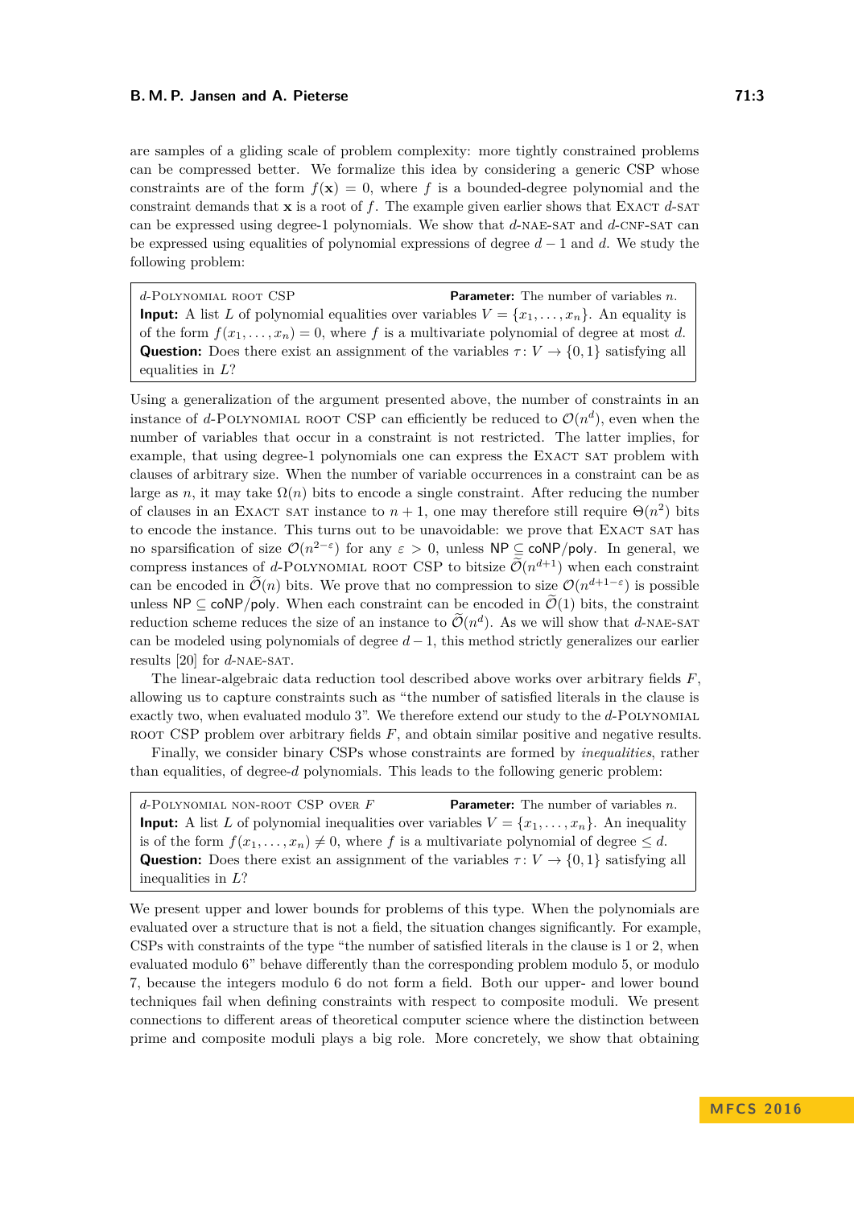are samples of a gliding scale of problem complexity: more tightly constrained problems can be compressed better. We formalize this idea by considering a generic CSP whose constraints are of the form $f(\mathbf{x}) = 0$, where $f$ is a bounded-degree polynomial and the constraint demands that $\mathbf{x}$ is a root of $f$. The example given earlier shows that Exact $d$-sat can be expressed using degree-1 polynomials. We show that $d$-nae-sat and $d$-cnf-sat can be expressed using equalities of polynomial expressions of degree $d-1$ and $d$. We study the following problem:

> $d$-Polynomial root CSP **Parameter:** The number of variables $n$.
> **Input:** A list $L$ of polynomial equalities over variables $V = \{x_1, \ldots, x_n\}$. An equality is of the form $f(x_1, \ldots, x_n) = 0$, where $f$ is a multivariate polynomial of degree at most $d$.
> **Question:** Does there exist an assignment of the variables $\tau \colon V \to \{0, 1\}$ satisfying all equalities in $L$?

Using a generalization of the argument presented above, the number of constraints in an instance of $d$-Polynomial root CSP can efficiently be reduced to $\mathcal{O}(n^d)$, even when the number of variables that occur in a constraint is not restricted. The latter implies, for example, that using degree-1 polynomials one can express the Exact sat problem with clauses of arbitrary size. When the number of variable occurrences in a constraint can be as large as $n$, it may take $\Omega(n)$ bits to encode a single constraint. After reducing the number of clauses in an Exact sat instance to $n+1$, one may therefore still require $\Theta(n^2)$ bits to encode the instance. This turns out to be unavoidable: we prove that Exact sat has no sparsification of size $\mathcal{O}(n^{2-\varepsilon})$ for any $\varepsilon > 0$, unless NP $\subseteq$ coNP/poly. In general, we compress instances of $d$-Polynomial root CSP to bitsize $\widetilde{\mathcal{O}}(n^{d+1})$ when each constraint can be encoded in $\widetilde{\mathcal{O}}(n)$ bits. We prove that no compression to size $\mathcal{O}(n^{d+1-\varepsilon})$ is possible unless NP $\subseteq$ coNP/poly. When each constraint can be encoded in $\widetilde{\mathcal{O}}(1)$ bits, the constraint reduction scheme reduces the size of an instance to $\widetilde{\mathcal{O}}(n^d)$. As we will show that $d$-nae-sat can be modeled using polynomials of degree $d-1$, this method strictly generalizes our earlier results [20] for $d$-nae-sat.

The linear-algebraic data reduction tool described above works over arbitrary fields $F$, allowing us to capture constraints such as "the number of satisfied literals in the clause is exactly two, when evaluated modulo 3". We therefore extend our study to the $d$-Polynomial root CSP problem over arbitrary fields $F$, and obtain similar positive and negative results.

Finally, we consider binary CSPs whose constraints are formed by *inequalities*, rather than equalities, of degree-$d$ polynomials. This leads to the following generic problem:

> $d$-Polynomial non-root CSP over $F$ **Parameter:** The number of variables $n$.
> **Input:** A list $L$ of polynomial inequalities over variables $V = \{x_1, \ldots, x_n\}$. An inequality is of the form $f(x_1, \ldots, x_n) \neq 0$, where $f$ is a multivariate polynomial of degree $\leq d$.
> **Question:** Does there exist an assignment of the variables $\tau \colon V \to \{0, 1\}$ satisfying all inequalities in $L$?

We present upper and lower bounds for problems of this type. When the polynomials are evaluated over a structure that is not a field, the situation changes significantly. For example, CSPs with constraints of the type "the number of satisfied literals in the clause is 1 or 2, when evaluated modulo 6" behave differently than the corresponding problem modulo 5, or modulo 7, because the integers modulo 6 do not form a field. Both our upper- and lower bound techniques fail when defining constraints with respect to composite moduli. We present connections to different areas of theoretical computer science where the distinction between prime and composite moduli plays a big role. More concretely, we show that obtaining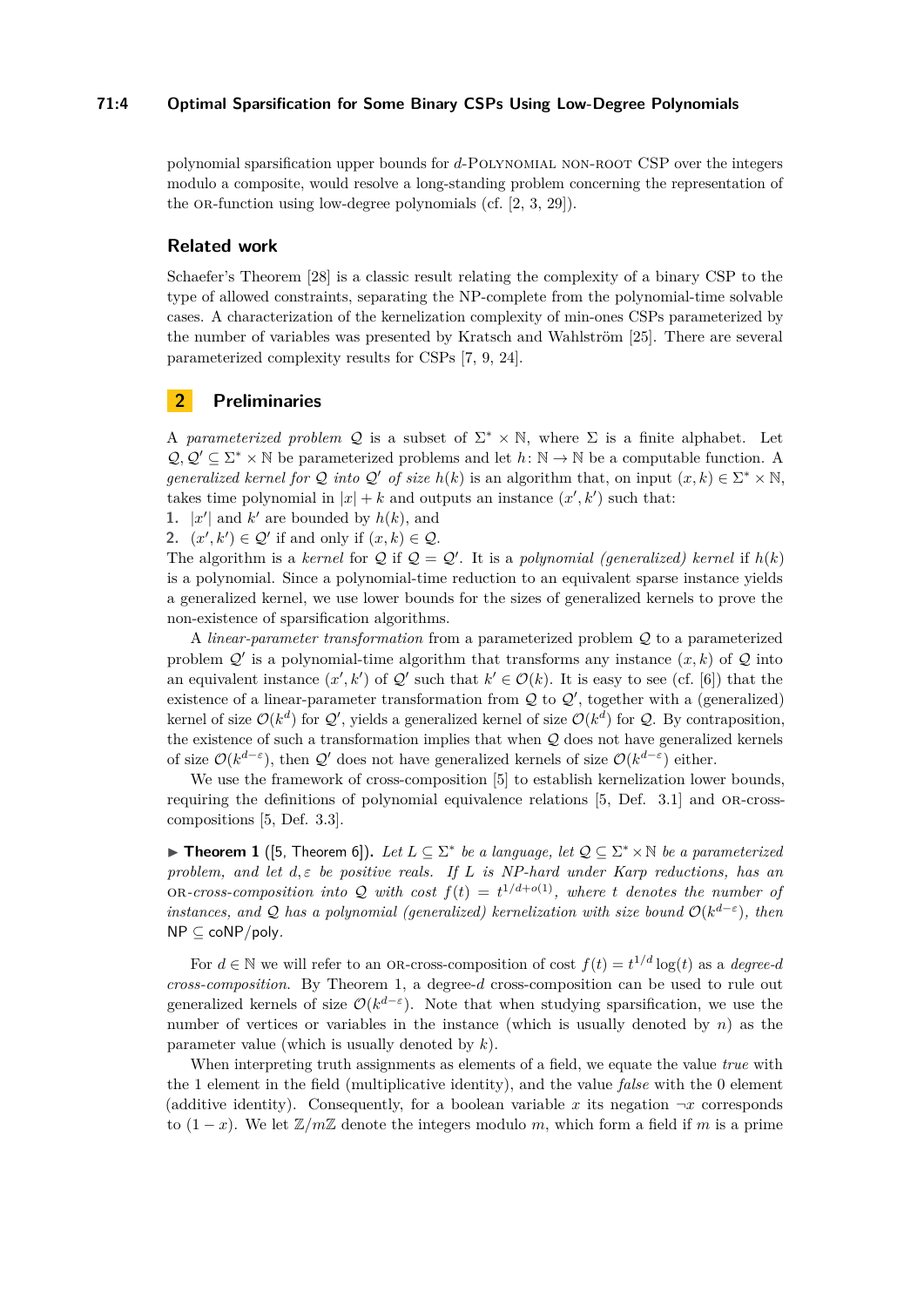polynomial sparsification upper bounds for $d$-Polynomial non-root CSP over the integers modulo a composite, would resolve a long-standing problem concerning the representation of the or-function using low-degree polynomials (cf. [2, 3, 29]).

## Related work

Schaefer's Theorem [28] is a classic result relating the complexity of a binary CSP to the type of allowed constraints, separating the NP-complete from the polynomial-time solvable cases. A characterization of the kernelization complexity of min-ones CSPs parameterized by the number of variables was presented by Kratsch and Wahlström [25]. There are several parameterized complexity results for CSPs [7, 9, 24].

# 2 Preliminaries

A *parameterized problem* $\mathcal{Q}$ is a subset of $\Sigma^* \times \mathbb{N}$, where $\Sigma$ is a finite alphabet. Let $\mathcal{Q}, \mathcal{Q}' \subseteq \Sigma^* \times \mathbb{N}$ be parameterized problems and let $h \colon \mathbb{N} \to \mathbb{N}$ be a computable function. A *generalized kernel for $\mathcal{Q}$ into $\mathcal{Q}'$ of size $h(k)$* is an algorithm that, on input $(x, k) \in \Sigma^* \times \mathbb{N}$, takes time polynomial in $|x| + k$ and outputs an instance $(x', k')$ such that:

1. $|x'|$ and $k'$ are bounded by $h(k)$, and
2. $(x', k') \in \mathcal{Q}'$ if and only if $(x, k) \in \mathcal{Q}$.

The algorithm is a *kernel* for $\mathcal{Q}$ if $\mathcal{Q} = \mathcal{Q}'$. It is a *polynomial (generalized) kernel* if $h(k)$ is a polynomial. Since a polynomial-time reduction to an equivalent sparse instance yields a generalized kernel, we use lower bounds for the sizes of generalized kernels to prove the non-existence of sparsification algorithms.

A *linear-parameter transformation* from a parameterized problem $\mathcal{Q}$ to a parameterized problem $\mathcal{Q}'$ is a polynomial-time algorithm that transforms any instance $(x, k)$ of $\mathcal{Q}$ into an equivalent instance $(x', k')$ of $\mathcal{Q}'$ such that $k' \in \mathcal{O}(k)$. It is easy to see (cf. [6]) that the existence of a linear-parameter transformation from $\mathcal{Q}$ to $\mathcal{Q}'$, together with a (generalized) kernel of size $\mathcal{O}(k^d)$ for $\mathcal{Q}'$, yields a generalized kernel of size $\mathcal{O}(k^d)$ for $\mathcal{Q}$. By contraposition, the existence of such a transformation implies that when $\mathcal{Q}$ does not have generalized kernels of size $\mathcal{O}(k^{d-\varepsilon})$, then $\mathcal{Q}'$ does not have generalized kernels of size $\mathcal{O}(k^{d-\varepsilon})$ either.

We use the framework of cross-composition [5] to establish kernelization lower bounds, requiring the definitions of polynomial equivalence relations [5, Def. 3.1] and or-cross-compositions [5, Def. 3.3].

▶ **Theorem 1** ([5, Theorem 6]). *Let $L \subseteq \Sigma^*$ be a language, let $\mathcal{Q} \subseteq \Sigma^* \times \mathbb{N}$ be a parameterized problem, and let $d, \varepsilon$ be positive reals. If $L$ is NP-hard under Karp reductions, has an* or*-cross-composition into $\mathcal{Q}$ with cost $f(t) = t^{1/d + o(1)}$, where $t$ denotes the number of instances, and $\mathcal{Q}$ has a polynomial (generalized) kernelization with size bound $\mathcal{O}(k^{d-\varepsilon})$, then* $\mathsf{NP} \subseteq \mathsf{coNP/poly}$.

For $d \in \mathbb{N}$ we will refer to an or-cross-composition of cost $f(t) = t^{1/d} \log(t)$ as a *degree-$d$ cross-composition*. By Theorem 1, a degree-$d$ cross-composition can be used to rule out generalized kernels of size $\mathcal{O}(k^{d-\varepsilon})$. Note that when studying sparsification, we use the number of vertices or variables in the instance (which is usually denoted by $n$) as the parameter value (which is usually denoted by $k$).

When interpreting truth assignments as elements of a field, we equate the value *true* with the 1 element in the field (multiplicative identity), and the value *false* with the 0 element (additive identity). Consequently, for a boolean variable $x$ its negation $\neg x$ corresponds to $(1 - x)$. We let $\mathbb{Z}/m\mathbb{Z}$ denote the integers modulo $m$, which form a field if $m$ is a prime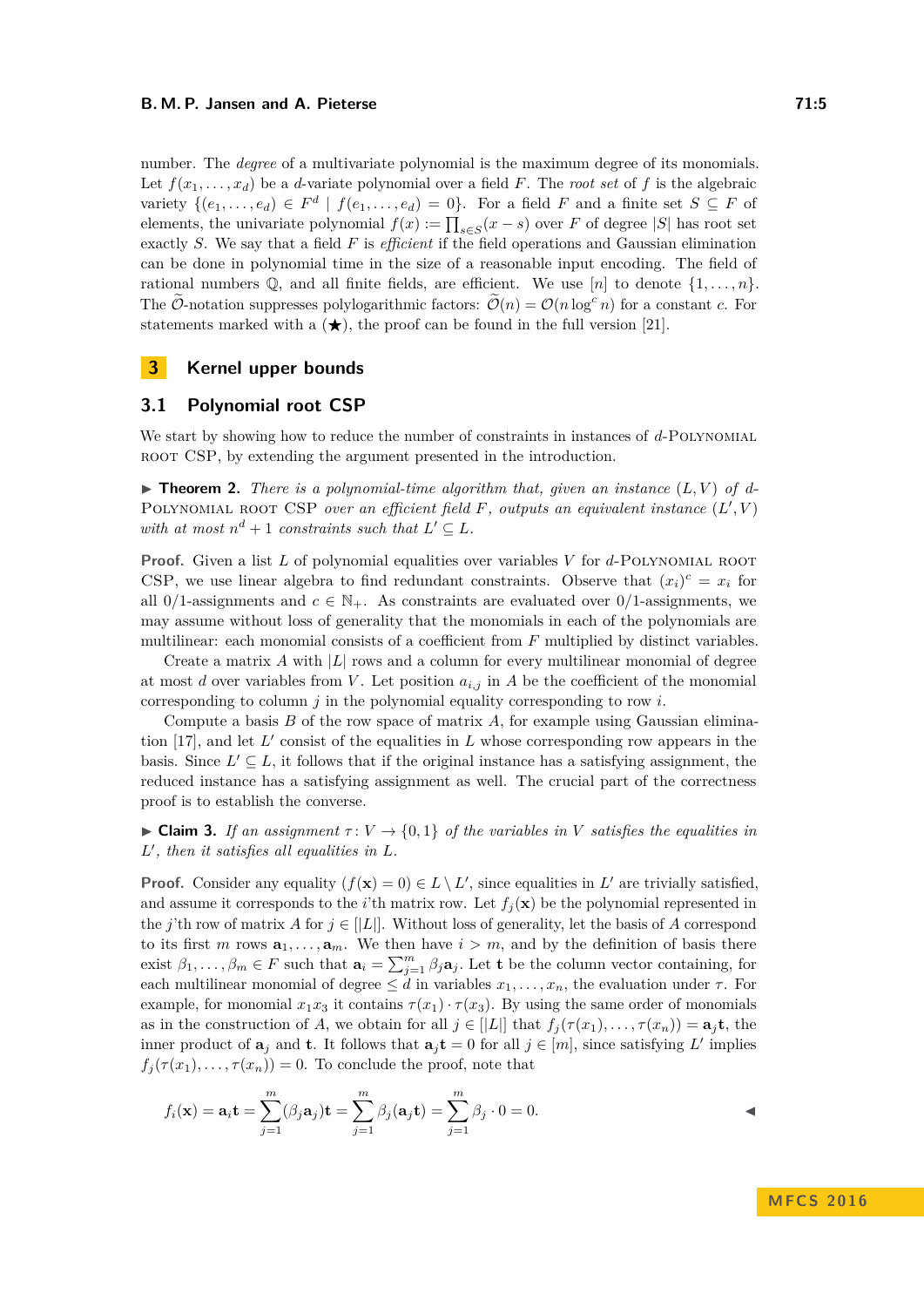number. The *degree* of a multivariate polynomial is the maximum degree of its monomials. Let $f(x_1,\ldots,x_d)$ be a $d$-variate polynomial over a field $F$. The *root set* of $f$ is the algebraic variety $\{(e_1,\ldots,e_d) \in F^d \mid f(e_1,\ldots,e_d) = 0\}$. For a field $F$ and a finite set $S \subseteq F$ of elements, the univariate polynomial $f(x) := \prod_{s\in S}(x-s)$ over $F$ of degree $|S|$ has root set exactly $S$. We say that a field $F$ is *efficient* if the field operations and Gaussian elimination can be done in polynomial time in the size of a reasonable input encoding. The field of rational numbers $\mathbb{Q}$, and all finite fields, are efficient. We use $[n]$ to denote $\{1,\ldots,n\}$. The $\widetilde{\mathcal{O}}$-notation suppresses polylogarithmic factors: $\widetilde{\mathcal{O}}(n) = \mathcal{O}(n \log^c n)$ for a constant $c$. For statements marked with a ($\bigstar$), the proof can be found in the full version [21].

# 3 Kernel upper bounds

## 3.1 Polynomial root CSP

We start by showing how to reduce the number of constraints in instances of $d$-Polynomial root CSP, by extending the argument presented in the introduction.

▶ **Theorem 2.** *There is a polynomial-time algorithm that, given an instance $(L, V)$ of $d$-Polynomial root CSP over an efficient field $F$, outputs an equivalent instance $(L', V)$ with at most $n^d + 1$ constraints such that $L' \subseteq L$.*

**Proof.** Given a list $L$ of polynomial equalities over variables $V$ for $d$-Polynomial root CSP, we use linear algebra to find redundant constraints. Observe that $(x_i)^c = x_i$ for all 0/1-assignments and $c \in \mathbb{N}_+$. As constraints are evaluated over 0/1-assignments, we may assume without loss of generality that the monomials in each of the polynomials are multilinear: each monomial consists of a coefficient from $F$ multiplied by distinct variables.

Create a matrix $A$ with $|L|$ rows and a column for every multilinear monomial of degree at most $d$ over variables from $V$. Let position $a_{i,j}$ in $A$ be the coefficient of the monomial corresponding to column $j$ in the polynomial equality corresponding to row $i$.

Compute a basis $B$ of the row space of matrix $A$, for example using Gaussian elimination [17], and let $L'$ consist of the equalities in $L$ whose corresponding row appears in the basis. Since $L' \subseteq L$, it follows that if the original instance has a satisfying assignment, the reduced instance has a satisfying assignment as well. The crucial part of the correctness proof is to establish the converse.

▶ **Claim 3.** *If an assignment $\tau\colon V \to \{0,1\}$ of the variables in $V$ satisfies the equalities in $L'$, then it satisfies all equalities in $L$.*

**Proof.** Consider any equality $(f(\mathbf{x}) = 0) \in L \setminus L'$, since equalities in $L'$ are trivially satisfied, and assume it corresponds to the $i$'th matrix row. Let $f_j(\mathbf{x})$ be the polynomial represented in the $j$'th row of matrix $A$ for $j \in [|L|]$. Without loss of generality, let the basis of $A$ correspond to its first $m$ rows $\mathbf{a}_1,\ldots,\mathbf{a}_m$. We then have $i > m$, and by the definition of basis there exist $\beta_1,\ldots,\beta_m \in F$ such that $\mathbf{a}_i = \sum_{j=1}^{m} \beta_j \mathbf{a}_j$. Let $\mathbf{t}$ be the column vector containing, for each multilinear monomial of degree $\leq d$ in variables $x_1,\ldots,x_n$, the evaluation under $\tau$. For example, for monomial $x_1x_3$ it contains $\tau(x_1)\cdot\tau(x_3)$. By using the same order of monomials as in the construction of $A$, we obtain for all $j \in [|L|]$ that $f_j(\tau(x_1),\ldots,\tau(x_n)) = \mathbf{a}_j\mathbf{t}$, the inner product of $\mathbf{a}_j$ and $\mathbf{t}$. It follows that $\mathbf{a}_j\mathbf{t} = 0$ for all $j \in [m]$, since satisfying $L'$ implies $f_j(\tau(x_1),\ldots,\tau(x_n)) = 0$. To conclude the proof, note that

$$f_i(\mathbf{x}) = \mathbf{a}_i\mathbf{t} = \sum_{j=1}^{m}(\beta_j\mathbf{a}_j)\mathbf{t} = \sum_{j=1}^{m}\beta_j(\mathbf{a}_j\mathbf{t}) = \sum_{j=1}^{m}\beta_j \cdot 0 = 0. \qquad \blacktriangleleft$$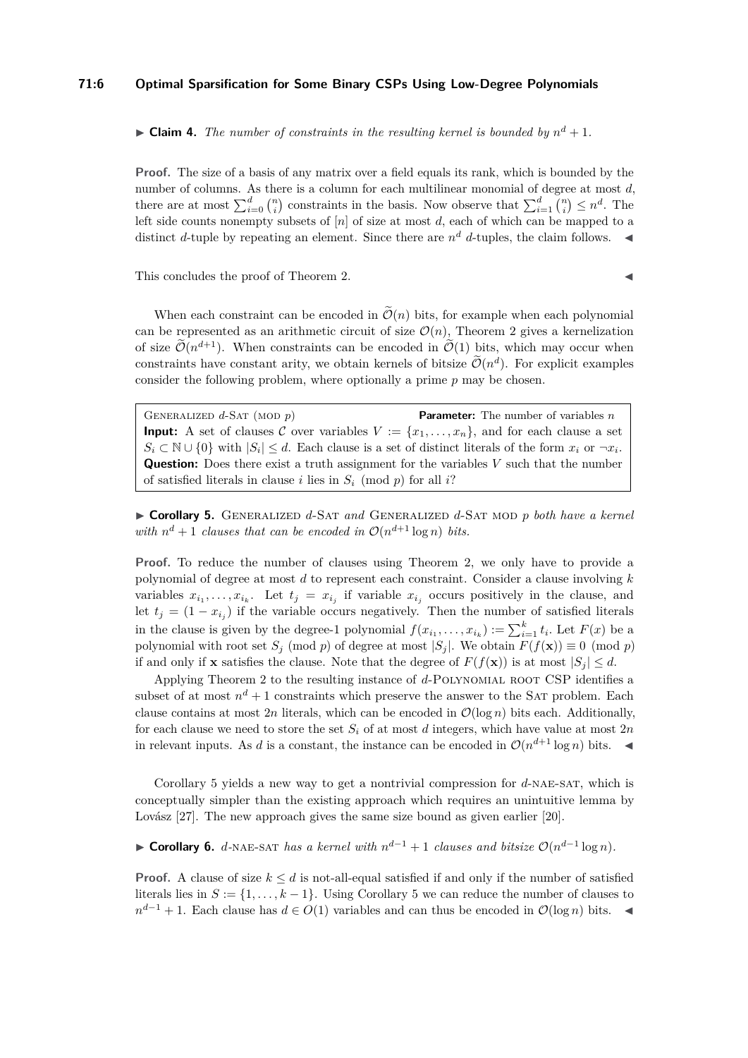▶ **Claim 4.** *The number of constraints in the resulting kernel is bounded by $n^d + 1$.*

**Proof.** The size of a basis of any matrix over a field equals its rank, which is bounded by the number of columns. As there is a column for each multilinear monomial of degree at most $d$, there are at most $\sum_{i=0}^{d} \binom{n}{i}$ constraints in the basis. Now observe that $\sum_{i=1}^{d} \binom{n}{i} \leq n^d$. The left side counts nonempty subsets of $[n]$ of size at most $d$, each of which can be mapped to a distinct $d$-tuple by repeating an element. Since there are $n^d$ $d$-tuples, the claim follows. ◀

This concludes the proof of Theorem 2. ◀

When each constraint can be encoded in $\widetilde{\mathcal{O}}(n)$ bits, for example when each polynomial can be represented as an arithmetic circuit of size $\mathcal{O}(n)$, Theorem 2 gives a kernelization of size $\widetilde{\mathcal{O}}(n^{d+1})$. When constraints can be encoded in $\widetilde{\mathcal{O}}(1)$ bits, which may occur when constraints have constant arity, we obtain kernels of bitsize $\widetilde{\mathcal{O}}(n^d)$. For explicit examples consider the following problem, where optionally a prime $p$ may be chosen.

> Generalized $d$-Sat (mod $p$) **Parameter:** The number of variables $n$
> **Input:** A set of clauses $\mathcal{C}$ over variables $V := \{x_1, \ldots, x_n\}$, and for each clause a set $S_i \subset \mathbb{N} \cup \{0\}$ with $|S_i| \leq d$. Each clause is a set of distinct literals of the form $x_i$ or $\neg x_i$.
> **Question:** Does there exist a truth assignment for the variables $V$ such that the number of satisfied literals in clause $i$ lies in $S_i \pmod p$ for all $i$?

▶ **Corollary 5.** Generalized $d$-Sat *and* Generalized $d$-Sat mod $p$ *both have a kernel with $n^d + 1$ clauses that can be encoded in $\mathcal{O}(n^{d+1} \log n)$ bits.*

**Proof.** To reduce the number of clauses using Theorem 2, we only have to provide a polynomial of degree at most $d$ to represent each constraint. Consider a clause involving $k$ variables $x_{i_1}, \ldots, x_{i_k}$. Let $t_j = x_{i_j}$ if variable $x_{i_j}$ occurs positively in the clause, and let $t_j = (1 - x_{i_j})$ if the variable occurs negatively. Then the number of satisfied literals in the clause is given by the degree-1 polynomial $f(x_{i_1}, \ldots, x_{i_k}) := \sum_{i=1}^{k} t_i$. Let $F(x)$ be a polynomial with root set $S_j \pmod p$ of degree at most $|S_j|$. We obtain $F(f(\mathbf{x})) \equiv 0 \pmod p$ if and only if $\mathbf{x}$ satisfies the clause. Note that the degree of $F(f(\mathbf{x}))$ is at most $|S_j| \leq d$.

Applying Theorem 2 to the resulting instance of $d$-Polynomial root CSP identifies a subset of at most $n^d + 1$ constraints which preserve the answer to the Sat problem. Each clause contains at most $2n$ literals, which can be encoded in $\mathcal{O}(\log n)$ bits each. Additionally, for each clause we need to store the set $S_i$ of at most $d$ integers, which have value at most $2n$ in relevant inputs. As $d$ is a constant, the instance can be encoded in $\mathcal{O}(n^{d+1} \log n)$ bits. ◀

Corollary 5 yields a new way to get a nontrivial compression for $d$-nae-sat, which is conceptually simpler than the existing approach which requires an unintuitive lemma by Lovász [27]. The new approach gives the same size bound as given earlier [20].

▶ **Corollary 6.** *$d$-nae-sat has a kernel with $n^{d-1} + 1$ clauses and bitsize $\mathcal{O}(n^{d-1} \log n)$.*

**Proof.** A clause of size $k \leq d$ is not-all-equal satisfied if and only if the number of satisfied literals lies in $S := \{1, \ldots, k-1\}$. Using Corollary 5 we can reduce the number of clauses to $n^{d-1} + 1$. Each clause has $d \in O(1)$ variables and can thus be encoded in $\mathcal{O}(\log n)$ bits. ◀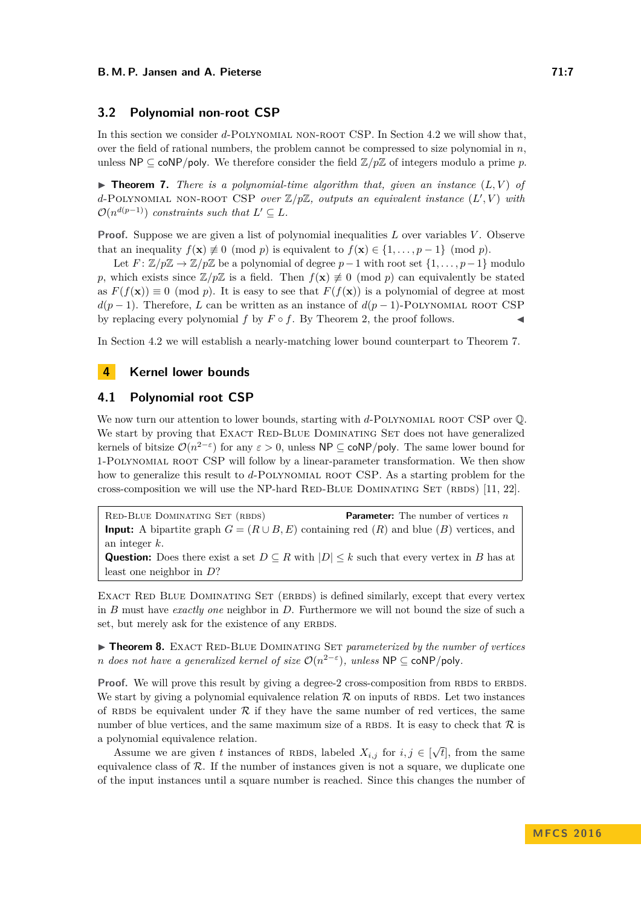## 3.2 Polynomial non-root CSP

In this section we consider $d$-POLYNOMIAL NON-ROOT CSP. In Section 4.2 we will show that, over the field of rational numbers, the problem cannot be compressed to size polynomial in $n$, unless $\mathsf{NP} \subseteq \mathsf{coNP/poly}$. We therefore consider the field $\mathbb{Z}/p\mathbb{Z}$ of integers modulo a prime $p$.

▶ **Theorem 7.** *There is a polynomial-time algorithm that, given an instance $(L, V)$ of $d$-POLYNOMIAL NON-ROOT CSP over $\mathbb{Z}/p\mathbb{Z}$, outputs an equivalent instance $(L', V)$ with $\mathcal{O}(n^{d(p-1)})$ constraints such that $L' \subseteq L$.*

**Proof.** Suppose we are given a list of polynomial inequalities $L$ over variables $V$. Observe that an inequality $f(\mathbf{x}) \not\equiv 0 \pmod p$ is equivalent to $f(\mathbf{x}) \in \{1, \ldots, p-1\} \pmod p$.

Let $F \colon \mathbb{Z}/p\mathbb{Z} \to \mathbb{Z}/p\mathbb{Z}$ be a polynomial of degree $p-1$ with root set $\{1, \ldots, p-1\}$ modulo $p$, which exists since $\mathbb{Z}/p\mathbb{Z}$ is a field. Then $f(\mathbf{x}) \not\equiv 0 \pmod p$ can equivalently be stated as $F(f(\mathbf{x})) \equiv 0 \pmod p$. It is easy to see that $F(f(\mathbf{x}))$ is a polynomial of degree at most $d(p-1)$. Therefore, $L$ can be written as an instance of $d(p-1)$-POLYNOMIAL ROOT CSP by replacing every polynomial $f$ by $F \circ f$. By Theorem 2, the proof follows. ◀

In Section 4.2 we will establish a nearly-matching lower bound counterpart to Theorem 7.

# 4 Kernel lower bounds

## 4.1 Polynomial root CSP

We now turn our attention to lower bounds, starting with $d$-POLYNOMIAL ROOT CSP over $\mathbb{Q}$. We start by proving that EXACT RED-BLUE DOMINATING SET does not have generalized kernels of bitsize $\mathcal{O}(n^{2-\varepsilon})$ for any $\varepsilon > 0$, unless $\mathsf{NP} \subseteq \mathsf{coNP/poly}$. The same lower bound for 1-POLYNOMIAL ROOT CSP will follow by a linear-parameter transformation. We then show how to generalize this result to $d$-POLYNOMIAL ROOT CSP. As a starting problem for the cross-composition we will use the NP-hard RED-BLUE DOMINATING SET (RBDS) [11, 22].

> RED-BLUE DOMINATING SET (RBDS) **Parameter:** The number of vertices $n$
> **Input:** A bipartite graph $G = (R \cup B, E)$ containing red $(R)$ and blue $(B)$ vertices, and an integer $k$.
> **Question:** Does there exist a set $D \subseteq R$ with $|D| \leq k$ such that every vertex in $B$ has at least one neighbor in $D$?

EXACT RED BLUE DOMINATING SET (ERBDS) is defined similarly, except that every vertex in $B$ must have *exactly one* neighbor in $D$. Furthermore we will not bound the size of such a set, but merely ask for the existence of any ERBDS.

▶ **Theorem 8.** EXACT RED-BLUE DOMINATING SET *parameterized by the number of vertices $n$ does not have a generalized kernel of size $\mathcal{O}(n^{2-\varepsilon})$, unless $\mathsf{NP} \subseteq \mathsf{coNP/poly}$.*

**Proof.** We will prove this result by giving a degree-2 cross-composition from RBDS to ERBDS. We start by giving a polynomial equivalence relation $\mathcal{R}$ on inputs of RBDS. Let two instances of RBDS be equivalent under $\mathcal{R}$ if they have the same number of red vertices, the same number of blue vertices, and the same maximum size of a RBDS. It is easy to check that $\mathcal{R}$ is a polynomial equivalence relation.

Assume we are given $t$ instances of RBDS, labeled $X_{i,j}$ for $i, j \in [\sqrt{t}]$, from the same equivalence class of $\mathcal{R}$. If the number of instances given is not a square, we duplicate one of the input instances until a square number is reached. Since this changes the number of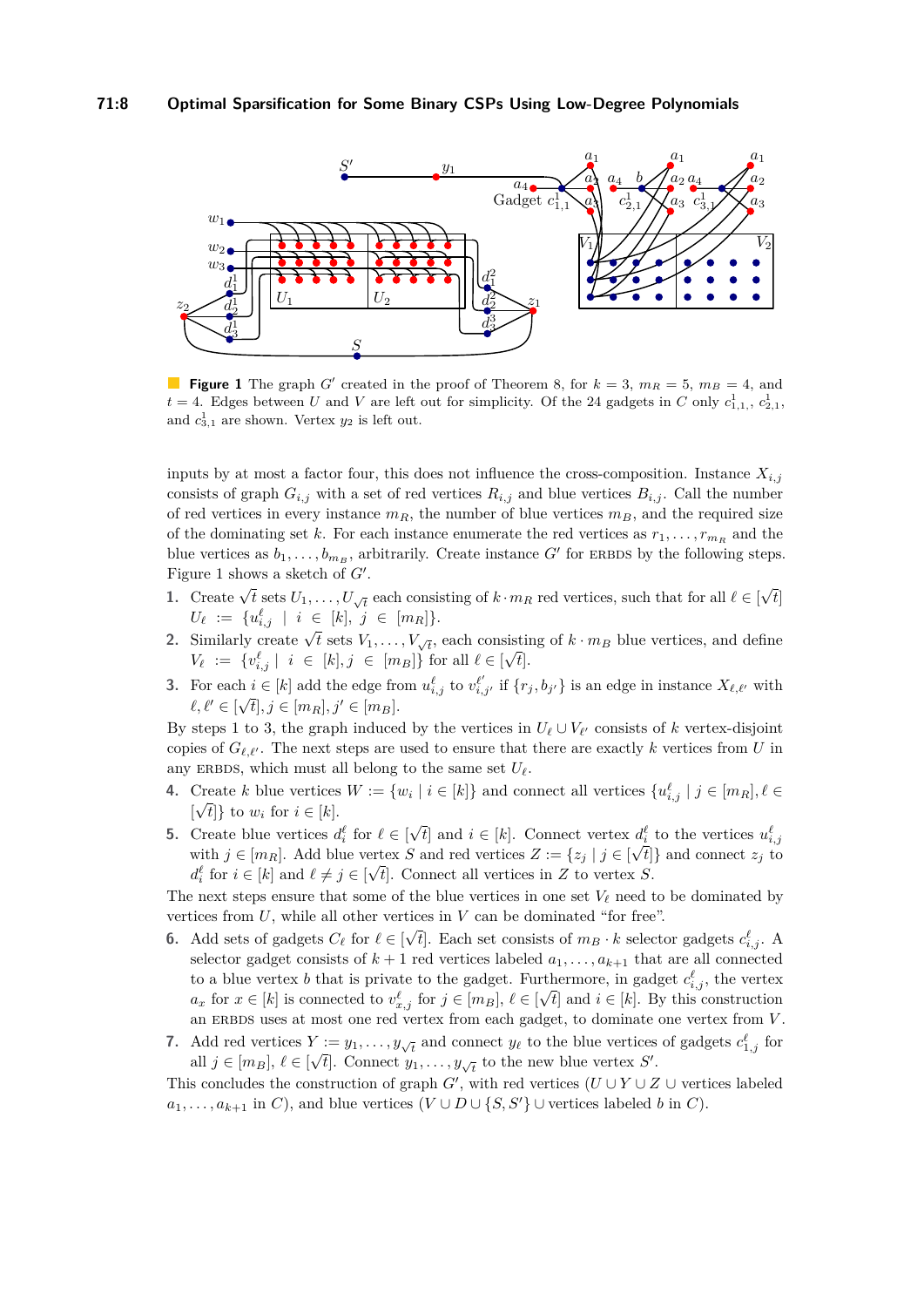**Figure 1** The graph $G'$ created in the proof of Theorem 8, for $k = 3$, $m_R = 5$, $m_B = 4$, and $t = 4$. Edges between $U$ and $V$ are left out for simplicity. Of the 24 gadgets in $C$ only $c^1_{1,1}$, $c^1_{2,1}$, and $c^1_{3,1}$ are shown. Vertex $y_2$ is left out.

inputs by at most a factor four, this does not influence the cross-composition. Instance $X_{i,j}$ consists of graph $G_{i,j}$ with a set of red vertices $R_{i,j}$ and blue vertices $B_{i,j}$. Call the number of red vertices in every instance $m_R$, the number of blue vertices $m_B$, and the required size of the dominating set $k$. For each instance enumerate the red vertices as $r_1, \ldots, r_{m_R}$ and the blue vertices as $b_1, \ldots, b_{m_B}$, arbitrarily. Create instance $G'$ for ERBDS by the following steps. Figure 1 shows a sketch of $G'$.

1. Create $\sqrt{t}$ sets $U_1, \ldots, U_{\sqrt{t}}$ each consisting of $k \cdot m_R$ red vertices, such that for all $\ell \in [\sqrt{t}]$ $U_\ell := \{u^\ell_{i,j} \mid i \in [k], j \in [m_R]\}$.
2. Similarly create $\sqrt{t}$ sets $V_1, \ldots, V_{\sqrt{t}}$, each consisting of $k \cdot m_B$ blue vertices, and define $V_\ell := \{v^\ell_{i,j} \mid i \in [k], j \in [m_B]\}$ for all $\ell \in [\sqrt{t}]$.
3. For each $i \in [k]$ add the edge from $u^\ell_{i,j}$ to $v^{\ell'}_{i,j'}$ if $\{r_j, b_{j'}\}$ is an edge in instance $X_{\ell,\ell'}$ with $\ell, \ell' \in [\sqrt{t}], j \in [m_R], j' \in [m_B]$.

By steps 1 to 3, the graph induced by the vertices in $U_\ell \cup V_{\ell'}$ consists of $k$ vertex-disjoint copies of $G_{\ell,\ell'}$. The next steps are used to ensure that there are exactly $k$ vertices from $U$ in any ERBDS, which must all belong to the same set $U_\ell$.

4. Create $k$ blue vertices $W := \{w_i \mid i \in [k]\}$ and connect all vertices $\{u^\ell_{i,j} \mid j \in [m_R], \ell \in [\sqrt{t}]\}$ to $w_i$ for $i \in [k]$.
5. Create blue vertices $d^\ell_i$ for $\ell \in [\sqrt{t}]$ and $i \in [k]$. Connect vertex $d^\ell_i$ to the vertices $u^\ell_{i,j}$ with $j \in [m_R]$. Add blue vertex $S$ and red vertices $Z := \{z_j \mid j \in [\sqrt{t}]\}$ and connect $z_j$ to $d^\ell_i$ for $i \in [k]$ and $\ell \neq j \in [\sqrt{t}]$. Connect all vertices in $Z$ to vertex $S$.

The next steps ensure that some of the blue vertices in one set $V_\ell$ need to be dominated by vertices from $U$, while all other vertices in $V$ can be dominated "for free".

6. Add sets of gadgets $C_\ell$ for $\ell \in [\sqrt{t}]$. Each set consists of $m_B \cdot k$ selector gadgets $c^\ell_{i,j}$. A selector gadget consists of $k+1$ red vertices labeled $a_1, \ldots, a_{k+1}$ that are all connected to a blue vertex $b$ that is private to the gadget. Furthermore, in gadget $c^\ell_{i,j}$, the vertex $a_x$ for $x \in [k]$ is connected to $v^\ell_{x,j}$ for $j \in [m_B]$, $\ell \in [\sqrt{t}]$ and $i \in [k]$. By this construction an ERBDS uses at most one red vertex from each gadget, to dominate one vertex from $V$.
7. Add red vertices $Y := y_1, \ldots, y_{\sqrt{t}}$ and connect $y_\ell$ to the blue vertices of gadgets $c^\ell_{1,j}$ for all $j \in [m_B]$, $\ell \in [\sqrt{t}]$. Connect $y_1, \ldots, y_{\sqrt{t}}$ to the new blue vertex $S'$.

This concludes the construction of graph $G'$, with red vertices ($U \cup Y \cup Z \cup$ vertices labeled $a_1, \ldots, a_{k+1}$ in $C$), and blue vertices ($V \cup D \cup \{S, S'\} \cup$ vertices labeled $b$ in $C$).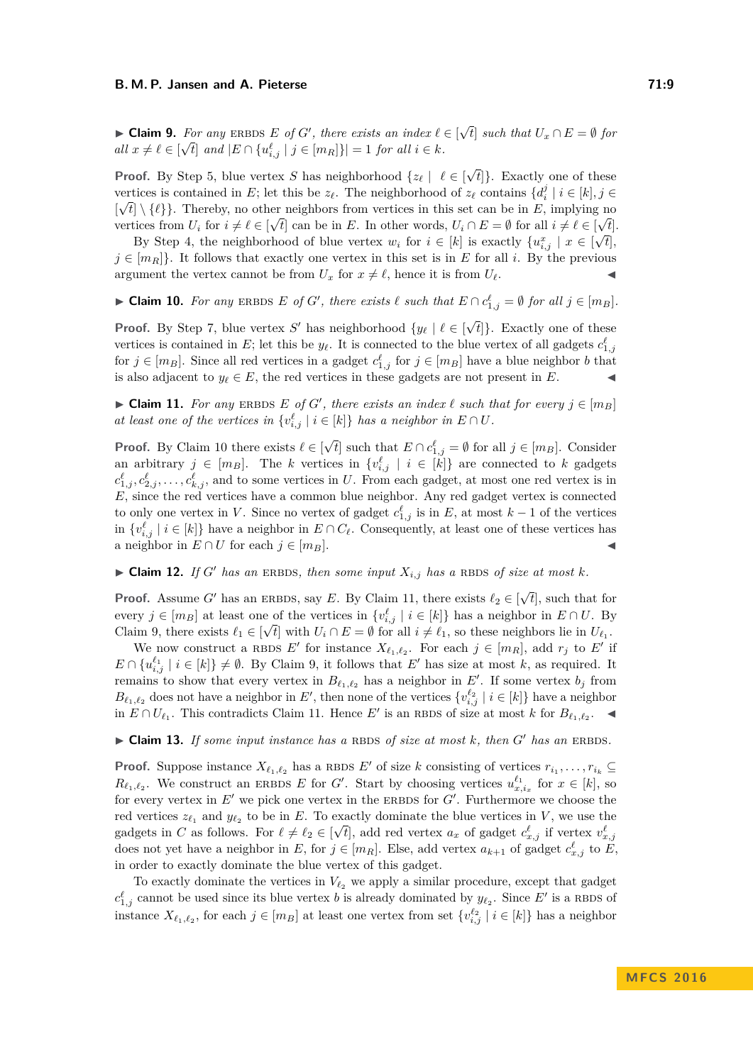▶ **Claim 9.** *For any* ERBDS *$E$ of $G'$, there exists an index $\ell \in [\sqrt{t}]$ such that $U_x \cap E = \emptyset$ for all $x \neq \ell \in [\sqrt{t}]$ and $|E \cap \{u^\ell_{i,j} \mid j \in [m_R]\}| = 1$ for all $i \in k$.*

**Proof.** By Step 5, blue vertex $S$ has neighborhood $\{z_\ell \mid \ell \in [\sqrt{t}]\}$. Exactly one of these vertices is contained in $E$; let this be $z_\ell$. The neighborhood of $z_\ell$ contains $\{d^j_i \mid i \in [k], j \in [\sqrt{t}] \setminus \{\ell\}\}$. Thereby, no other neighbors from vertices in this set can be in $E$, implying no vertices from $U_i$ for $i \neq \ell \in [\sqrt{t}]$ can be in $E$. In other words, $U_i \cap E = \emptyset$ for all $i \neq \ell \in [\sqrt{t}]$.

By Step 4, the neighborhood of blue vertex $w_i$ for $i \in [k]$ is exactly $\{u^x_{i,j} \mid x \in [\sqrt{t}], j \in [m_R]\}$. It follows that exactly one vertex in this set is in $E$ for all $i$. By the previous argument the vertex cannot be from $U_x$ for $x \neq \ell$, hence it is from $U_\ell$. ◀

▶ **Claim 10.** *For any* ERBDS *$E$ of $G'$, there exists $\ell$ such that $E \cap c^\ell_{1,j} = \emptyset$ for all $j \in [m_B]$.*

**Proof.** By Step 7, blue vertex $S'$ has neighborhood $\{y_\ell \mid \ell \in [\sqrt{t}]\}$. Exactly one of these vertices is contained in $E$; let this be $y_\ell$. It is connected to the blue vertex of all gadgets $c^\ell_{1,j}$ for $j \in [m_B]$. Since all red vertices in a gadget $c^\ell_{1,j}$ for $j \in [m_B]$ have a blue neighbor $b$ that is also adjacent to $y_\ell \in E$, the red vertices in these gadgets are not present in $E$. ◀

▶ **Claim 11.** *For any* ERBDS *$E$ of $G'$, there exists an index $\ell$ such that for every $j \in [m_B]$ at least one of the vertices in $\{v^\ell_{i,j} \mid i \in [k]\}$ has a neighbor in $E \cap U$.*

**Proof.** By Claim 10 there exists $\ell \in [\sqrt{t}]$ such that $E \cap c^\ell_{1,j} = \emptyset$ for all $j \in [m_B]$. Consider an arbitrary $j \in [m_B]$. The $k$ vertices in $\{v^\ell_{i,j} \mid i \in [k]\}$ are connected to $k$ gadgets $c^\ell_{1,j}, c^\ell_{2,j}, \ldots, c^\ell_{k,j}$, and to some vertices in $U$. From each gadget, at most one red vertex is in $E$, since the red vertices have a common blue neighbor. Any red gadget vertex is connected to only one vertex in $V$. Since no vertex of gadget $c^\ell_{1,j}$ is in $E$, at most $k-1$ of the vertices in $\{v^\ell_{i,j} \mid i \in [k]\}$ have a neighbor in $E \cap C_\ell$. Consequently, at least one of these vertices has a neighbor in $E \cap U$ for each $j \in [m_B]$. ◀

▶ **Claim 12.** *If $G'$ has an* ERBDS, *then some input $X_{i,j}$ has a* RBDS *of size at most $k$.*

**Proof.** Assume $G'$ has an ERBDS, say $E$. By Claim 11, there exists $\ell_2 \in [\sqrt{t}]$, such that for every $j \in [m_B]$ at least one of the vertices in $\{v^\ell_{i,j} \mid i \in [k]\}$ has a neighbor in $E \cap U$. By Claim 9, there exists $\ell_1 \in [\sqrt{t}]$ with $U_i \cap E = \emptyset$ for all $i \neq \ell_1$, so these neighbors lie in $U_{\ell_1}$.

We now construct a RBDS $E'$ for instance $X_{\ell_1,\ell_2}$. For each $j \in [m_R]$, add $r_j$ to $E'$ if $E \cap \{u^{\ell_1}_{i,j} \mid i \in [k]\} \neq \emptyset$. By Claim 9, it follows that $E'$ has size at most $k$, as required. It remains to show that every vertex in $B_{\ell_1,\ell_2}$ has a neighbor in $E'$. If some vertex $b_j$ from $B_{\ell_1,\ell_2}$ does not have a neighbor in $E'$, then none of the vertices $\{v^{\ell_2}_{i,j} \mid i \in [k]\}$ have a neighbor in $E \cap U_{\ell_1}$. This contradicts Claim 11. Hence $E'$ is an RBDS of size at most $k$ for $B_{\ell_1,\ell_2}$. ◀

▶ **Claim 13.** *If some input instance has a* RBDS *of size at most $k$, then $G'$ has an* ERBDS.

**Proof.** Suppose instance $X_{\ell_1,\ell_2}$ has a RBDS $E'$ of size $k$ consisting of vertices $r_{i_1}, \ldots, r_{i_k} \subseteq R_{\ell_1,\ell_2}$. We construct an ERBDS $E$ for $G'$. Start by choosing vertices $u^{\ell_1}_{x,i_x}$ for $x \in [k]$, so for every vertex in $E'$ we pick one vertex in the ERBDS for $G'$. Furthermore we choose the red vertices $z_{\ell_1}$ and $y_{\ell_2}$ to be in $E$. To exactly dominate the blue vertices in $V$, we use the gadgets in $C$ as follows. For $\ell \neq \ell_2 \in [\sqrt{t}]$, add red vertex $a_x$ of gadget $c^\ell_{x,j}$ if vertex $v^\ell_{x,j}$ does not yet have a neighbor in $E$, for $j \in [m_R]$. Else, add vertex $a_{k+1}$ of gadget $c^\ell_{x,j}$ to $E$, in order to exactly dominate the blue vertex of this gadget.

To exactly dominate the vertices in $V_{\ell_2}$ we apply a similar procedure, except that gadget $c^\ell_{1,j}$ cannot be used since its blue vertex $b$ is already dominated by $y_{\ell_2}$. Since $E'$ is a RBDS of instance $X_{\ell_1,\ell_2}$, for each $j \in [m_B]$ at least one vertex from set $\{v^{\ell_2}_{i,j} \mid i \in [k]\}$ has a neighbor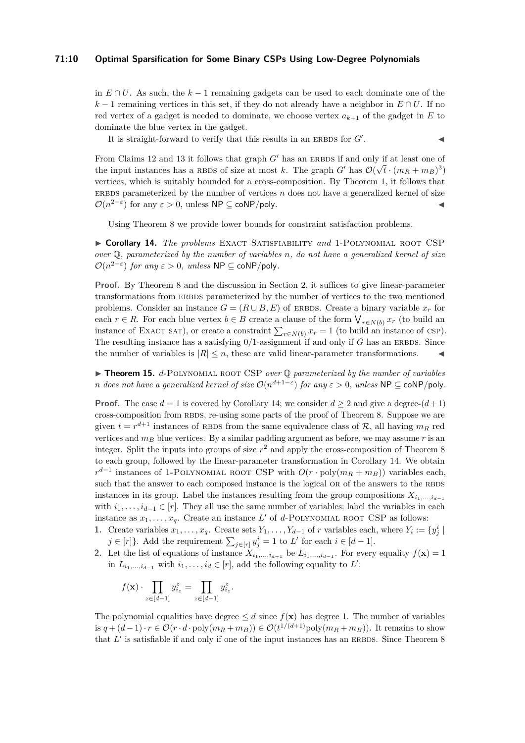in $E \cap U$. As such, the $k-1$ remaining gadgets can be used to each dominate one of the $k-1$ remaining vertices in this set, if they do not already have a neighbor in $E \cap U$. If no red vertex of a gadget is needed to dominate, we choose vertex $a_{k+1}$ of the gadget in $E$ to dominate the blue vertex in the gadget.

It is straight-forward to verify that this results in an ERBDS for $G'$. ◂

From Claims 12 and 13 it follows that graph $G'$ has an ERBDS if and only if at least one of the input instances has a RBDS of size at most $k$. The graph $G'$ has $\mathcal{O}(\sqrt{t} \cdot (m_R + m_B)^3)$ vertices, which is suitably bounded for a cross-composition. By Theorem 1, it follows that ERBDS parameterized by the number of vertices $n$ does not have a generalized kernel of size $\mathcal{O}(n^{2-\varepsilon})$ for any $\varepsilon > 0$, unless $\mathsf{NP} \subseteq \mathsf{coNP/poly}$. ◂

Using Theorem 8 we provide lower bounds for constraint satisfaction problems.

▸ **Corollary 14.** *The problems* Exact Satisfiability *and* 1-Polynomial root CSP *over $\mathbb{Q}$, parameterized by the number of variables $n$, do not have a generalized kernel of size $\mathcal{O}(n^{2-\varepsilon})$ for any $\varepsilon > 0$, unless $\mathsf{NP} \subseteq \mathsf{coNP/poly}$.*

**Proof.** By Theorem 8 and the discussion in Section 2, it suffices to give linear-parameter transformations from ERBDS parameterized by the number of vertices to the two mentioned problems. Consider an instance $G = (R \cup B, E)$ of ERBDS. Create a binary variable $x_r$ for each $r \in R$. For each blue vertex $b \in B$ create a clause of the form $\bigvee_{r \in N(b)} x_r$ (to build an instance of Exact SAT), or create a constraint $\sum_{r \in N(b)} x_r = 1$ (to build an instance of CSP). The resulting instance has a satisfying 0/1-assignment if and only if $G$ has an ERBDS. Since the number of variables is $|R| \leq n$, these are valid linear-parameter transformations. ◂

▸ **Theorem 15.** *$d$-*Polynomial root CSP *over $\mathbb{Q}$ parameterized by the number of variables $n$ does not have a generalized kernel of size $\mathcal{O}(n^{d+1-\varepsilon})$ for any $\varepsilon > 0$, unless $\mathsf{NP} \subseteq \mathsf{coNP/poly}$.*

**Proof.** The case $d = 1$ is covered by Corollary 14; we consider $d \geq 2$ and give a degree-$(d+1)$ cross-composition from RBDS, re-using some parts of the proof of Theorem 8. Suppose we are given $t = r^{d+1}$ instances of RBDS from the same equivalence class of $\mathcal{R}$, all having $m_R$ red vertices and $m_B$ blue vertices. By a similar padding argument as before, we may assume $r$ is an integer. Split the inputs into groups of size $r^2$ and apply the cross-composition of Theorem 8 to each group, followed by the linear-parameter transformation in Corollary 14. We obtain $r^{d-1}$ instances of 1-Polynomial root CSP with $O(r \cdot \text{poly}(m_R + m_B))$ variables each, such that the answer to each composed instance is the logical OR of the answers to the RBDS instances in its group. Label the instances resulting from the group compositions $X_{i_1,\ldots,i_{d-1}}$ with $i_1, \ldots, i_{d-1} \in [r]$. They all use the same number of variables; label the variables in each instance as $x_1, \ldots, x_q$. Create an instance $L'$ of $d$-Polynomial root CSP as follows:

1. Create variables $x_1, \ldots, x_q$. Create sets $Y_1, \ldots, Y_{d-1}$ of $r$ variables each, where $Y_i := \{y^i_j \mid j \in [r]\}$. Add the requirement $\sum_{j \in [r]} y^i_j = 1$ to $L'$ for each $i \in [d-1]$.
2. Let the list of equations of instance $X_{i_1,\ldots,i_{d-1}}$ be $L_{i_1,\ldots,i_{d-1}}$. For every equality $f(\mathbf{x}) = 1$ in $L_{i_1,\ldots,i_{d-1}}$ with $i_1, \ldots, i_d \in [r]$, add the following equality to $L'$:

$$f(\mathbf{x}) \cdot \prod_{z \in [d-1]} y^z_{i_z} = \prod_{z \in [d-1]} y^z_{i_z}.$$

The polynomial equalities have degree $\leq d$ since $f(\mathbf{x})$ has degree 1. The number of variables is $q + (d-1) \cdot r \in \mathcal{O}(r \cdot d \cdot \text{poly}(m_R + m_B)) \in \mathcal{O}(t^{1/(d+1)}\text{poly}(m_R + m_B))$. It remains to show that $L'$ is satisfiable if and only if one of the input instances has an ERBDS. Since Theorem 8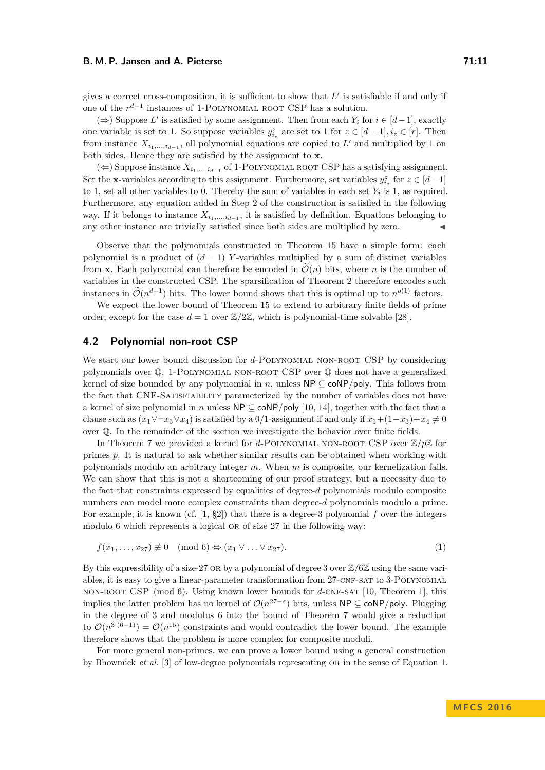gives a correct cross-composition, it is sufficient to show that $L'$ is satisfiable if and only if one of the $r^{d-1}$ instances of 1-Polynomial root CSP has a solution.

($\Rightarrow$) Suppose $L'$ is satisfied by some assignment. Then from each $Y_i$ for $i \in [d-1]$, exactly one variable is set to 1. So suppose variables $y^z_{i_z}$ are set to 1 for $z \in [d-1], i_z \in [r]$. Then from instance $X_{i_1,\ldots,i_{d-1}}$, all polynomial equations are copied to $L'$ and multiplied by 1 on both sides. Hence they are satisfied by the assignment to $\mathbf{x}$.

($\Leftarrow$) Suppose instance $X_{i_1,\ldots,i_{d-1}}$ of 1-Polynomial root CSP has a satisfying assignment. Set the $\mathbf{x}$-variables according to this assignment. Furthermore, set variables $y^z_{i_z}$ for $z \in [d-1]$ to 1, set all other variables to 0. Thereby the sum of variables in each set $Y_i$ is 1, as required. Furthermore, any equation added in Step 2 of the construction is satisfied in the following way. If it belongs to instance $X_{i_1,\ldots,i_{d-1}}$, it is satisfied by definition. Equations belonging to any other instance are trivially satisfied since both sides are multiplied by zero. ◀

Observe that the polynomials constructed in Theorem 15 have a simple form: each polynomial is a product of $(d-1)$ $Y$-variables multiplied by a sum of distinct variables from $\mathbf{x}$. Each polynomial can therefore be encoded in $\widetilde{\mathcal{O}}(n)$ bits, where $n$ is the number of variables in the constructed CSP. The sparsification of Theorem 2 therefore encodes such instances in $\widetilde{\mathcal{O}}(n^{d+1})$ bits. The lower bound shows that this is optimal up to $n^{o(1)}$ factors.

We expect the lower bound of Theorem 15 to extend to arbitrary finite fields of prime order, except for the case $d = 1$ over $\mathbb{Z}/2\mathbb{Z}$, which is polynomial-time solvable [28].

## 4.2 Polynomial non-root CSP

We start our lower bound discussion for $d$-Polynomial non-root CSP by considering polynomials over $\mathbb{Q}$. 1-Polynomial non-root CSP over $\mathbb{Q}$ does not have a generalized kernel of size bounded by any polynomial in $n$, unless NP $\subseteq$ coNP/poly. This follows from the fact that CNF-Satisfiability parameterized by the number of variables does not have a kernel of size polynomial in $n$ unless NP $\subseteq$ coNP/poly [10, 14], together with the fact that a clause such as $(x_1 \vee \neg x_3 \vee x_4)$ is satisfied by a 0/1-assignment if and only if $x_1 + (1-x_3) + x_4 \neq 0$ over $\mathbb{Q}$. In the remainder of the section we investigate the behavior over finite fields.

In Theorem 7 we provided a kernel for $d$-Polynomial non-root CSP over $\mathbb{Z}/p\mathbb{Z}$ for primes $p$. It is natural to ask whether similar results can be obtained when working with polynomials modulo an arbitrary integer $m$. When $m$ is composite, our kernelization fails. We can show that this is not a shortcoming of our proof strategy, but a necessity due to the fact that constraints expressed by equalities of degree-$d$ polynomials modulo composite numbers can model more complex constraints than degree-$d$ polynomials modulo a prime. For example, it is known (cf. [1, §2]) that there is a degree-3 polynomial $f$ over the integers modulo 6 which represents a logical or of size 27 in the following way:

$$f(x_1, \ldots, x_{27}) \not\equiv 0 \pmod 6 \Leftrightarrow (x_1 \vee \ldots \vee x_{27}). \tag{1}$$

By this expressibility of a size-27 or by a polynomial of degree 3 over $\mathbb{Z}/6\mathbb{Z}$ using the same variables, it is easy to give a linear-parameter transformation from 27-cnf-sat to 3-Polynomial non-root CSP (mod 6). Using known lower bounds for $d$-cnf-sat [10, Theorem 1], this implies the latter problem has no kernel of $\mathcal{O}(n^{27-\varepsilon})$ bits, unless NP $\subseteq$ coNP/poly. Plugging in the degree of 3 and modulus 6 into the bound of Theorem 7 would give a reduction to $\mathcal{O}(n^{3\cdot(6-1)}) = \mathcal{O}(n^{15})$ constraints and would contradict the lower bound. The example therefore shows that the problem is more complex for composite moduli.

For more general non-primes, we can prove a lower bound using a general construction by Bhowmick *et al.* [3] of low-degree polynomials representing or in the sense of Equation 1.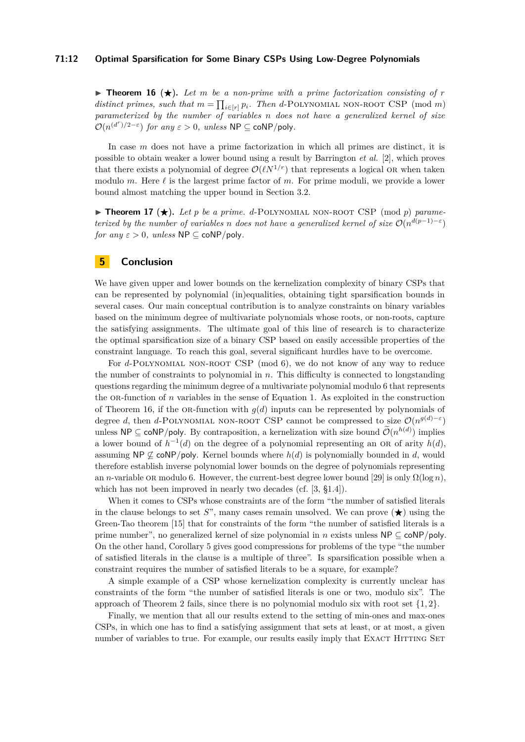▶ **Theorem 16** (★)**.** *Let $m$ be a non-prime with a prime factorization consisting of $r$ distinct primes, such that $m = \prod_{i \in [r]} p_i$. Then $d$-Polynomial non-root CSP (mod $m$) parameterized by the number of variables $n$ does not have a generalized kernel of size $\mathcal{O}(n^{(d^r)/2-\varepsilon})$ for any $\varepsilon > 0$, unless $\mathsf{NP} \subseteq \mathsf{coNP/poly}$.*

In case $m$ does not have a prime factorization in which all primes are distinct, it is possible to obtain weaker a lower bound using a result by Barrington *et al.* [2], which proves that there exists a polynomial of degree $\mathcal{O}(\ell N^{1/r})$ that represents a logical OR when taken modulo $m$. Here $\ell$ is the largest prime factor of $m$. For prime moduli, we provide a lower bound almost matching the upper bound in Section 3.2.

▶ **Theorem 17** (★)**.** *Let $p$ be a prime. $d$-Polynomial non-root CSP (mod $p$) parameterized by the number of variables $n$ does not have a generalized kernel of size $\mathcal{O}(n^{d(p-1)-\varepsilon})$ for any $\varepsilon > 0$, unless $\mathsf{NP} \subseteq \mathsf{coNP/poly}$.*

## 5 Conclusion

We have given upper and lower bounds on the kernelization complexity of binary CSPs that can be represented by polynomial (in)equalities, obtaining tight sparsification bounds in several cases. Our main conceptual contribution is to analyze constraints on binary variables based on the minimum degree of multivariate polynomials whose roots, or non-roots, capture the satisfying assignments. The ultimate goal of this line of research is to characterize the optimal sparsification size of a binary CSP based on easily accessible properties of the constraint language. To reach this goal, several significant hurdles have to be overcome.

For $d$-Polynomial non-root CSP (mod 6), we do not know of any way to reduce the number of constraints to polynomial in $n$. This difficulty is connected to longstanding questions regarding the minimum degree of a multivariate polynomial modulo 6 that represents the OR-function of $n$ variables in the sense of Equation 1. As exploited in the construction of Theorem 16, if the OR-function with $g(d)$ inputs can be represented by polynomials of degree $d$, then $d$-Polynomial non-root CSP cannot be compressed to size $\mathcal{O}(n^{g(d)-\varepsilon})$ unless $\mathsf{NP} \subseteq \mathsf{coNP/poly}$. By contraposition, a kernelization with size bound $\widetilde{\mathcal{O}}(n^{h(d)})$ implies a lower bound of $h^{-1}(d)$ on the degree of a polynomial representing an OR of arity $h(d)$, assuming $\mathsf{NP} \not\subseteq \mathsf{coNP/poly}$. Kernel bounds where $h(d)$ is polynomially bounded in $d$, would therefore establish inverse polynomial lower bounds on the degree of polynomials representing an $n$-variable OR modulo 6. However, the current-best degree lower bound [29] is only $\Omega(\log n)$, which has not been improved in nearly two decades (cf. [3, §1.4]).

When it comes to CSPs whose constraints are of the form "the number of satisfied literals in the clause belongs to set $S$", many cases remain unsolved. We can prove (★) using the Green-Tao theorem [15] that for constraints of the form "the number of satisfied literals is a prime number", no generalized kernel of size polynomial in $n$ exists unless $\mathsf{NP} \subseteq \mathsf{coNP/poly}$. On the other hand, Corollary 5 gives good compressions for problems of the type "the number of satisfied literals in the clause is a multiple of three". Is sparsification possible when a constraint requires the number of satisfied literals to be a square, for example?

A simple example of a CSP whose kernelization complexity is currently unclear has constraints of the form "the number of satisfied literals is one or two, modulo six". The approach of Theorem 2 fails, since there is no polynomial modulo six with root set $\{1, 2\}$.

Finally, we mention that all our results extend to the setting of min-ones and max-ones CSPs, in which one has to find a satisfying assignment that sets at least, or at most, a given number of variables to true. For example, our results easily imply that Exact Hitting Set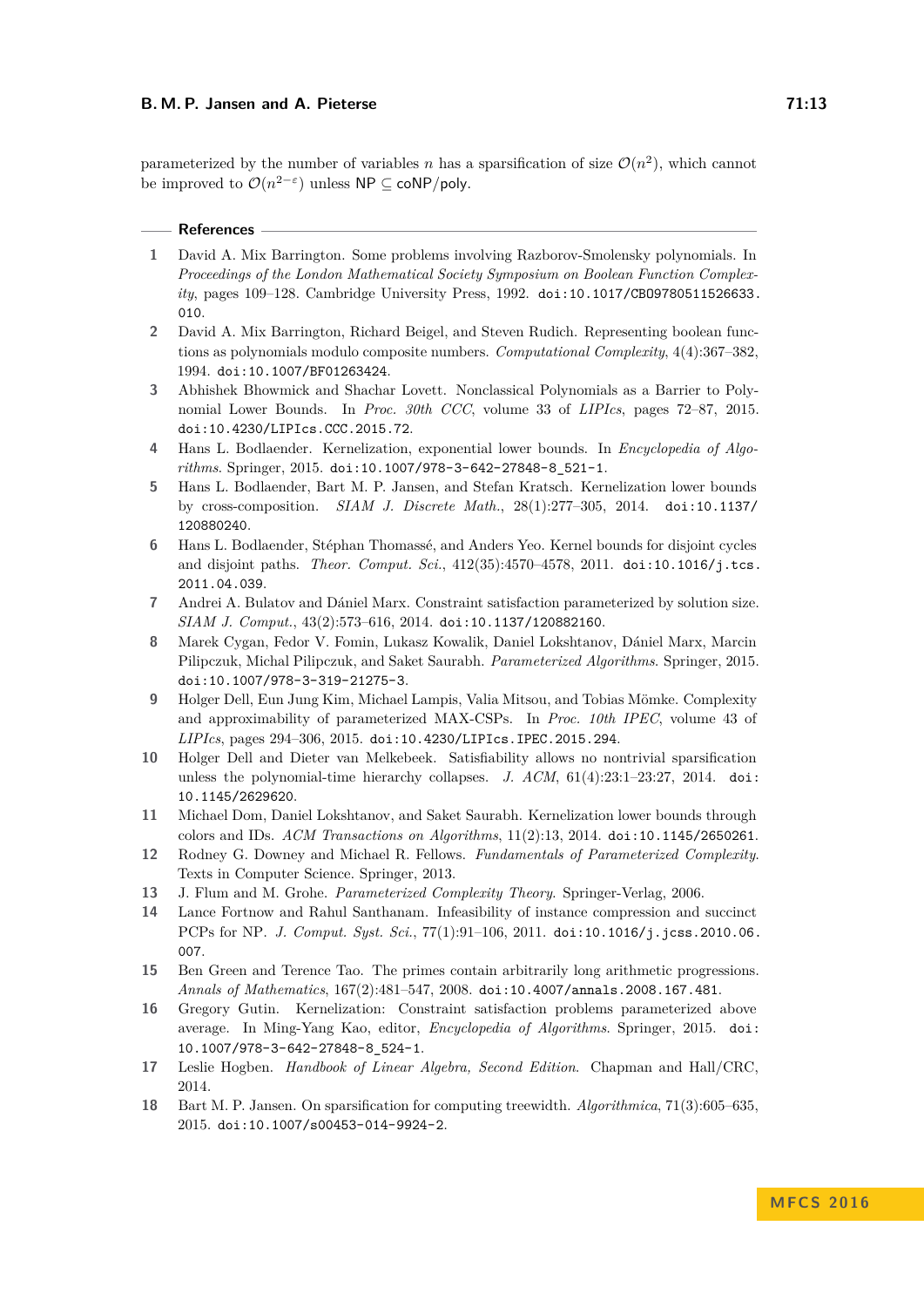parameterized by the number of variables $n$ has a sparsification of size $\mathcal{O}(n^2)$, which cannot be improved to $\mathcal{O}(n^{2-\varepsilon})$ unless $\mathsf{NP} \subseteq \mathsf{coNP/poly}$.

## References

1. David A. Mix Barrington. Some problems involving Razborov-Smolensky polynomials. In *Proceedings of the London Mathematical Society Symposium on Boolean Function Complexity*, pages 109–128. Cambridge University Press, 1992. doi:10.1017/CBO9780511526633.010.
2. David A. Mix Barrington, Richard Beigel, and Steven Rudich. Representing boolean functions as polynomials modulo composite numbers. *Computational Complexity*, 4(4):367–382, 1994. doi:10.1007/BF01263424.
3. Abhishek Bhowmick and Shachar Lovett. Nonclassical Polynomials as a Barrier to Polynomial Lower Bounds. In *Proc. 30th CCC*, volume 33 of *LIPIcs*, pages 72–87, 2015. doi:10.4230/LIPIcs.CCC.2015.72.
4. Hans L. Bodlaender. Kernelization, exponential lower bounds. In *Encyclopedia of Algorithms*. Springer, 2015. doi:10.1007/978-3-642-27848-8_521-1.
5. Hans L. Bodlaender, Bart M. P. Jansen, and Stefan Kratsch. Kernelization lower bounds by cross-composition. *SIAM J. Discrete Math.*, 28(1):277–305, 2014. doi:10.1137/120880240.
6. Hans L. Bodlaender, Stéphan Thomassé, and Anders Yeo. Kernel bounds for disjoint cycles and disjoint paths. *Theor. Comput. Sci.*, 412(35):4570–4578, 2011. doi:10.1016/j.tcs.2011.04.039.
7. Andrei A. Bulatov and Dániel Marx. Constraint satisfaction parameterized by solution size. *SIAM J. Comput.*, 43(2):573–616, 2014. doi:10.1137/120882160.
8. Marek Cygan, Fedor V. Fomin, Lukasz Kowalik, Daniel Lokshtanov, Dániel Marx, Marcin Pilipczuk, Michal Pilipczuk, and Saket Saurabh. *Parameterized Algorithms*. Springer, 2015. doi:10.1007/978-3-319-21275-3.
9. Holger Dell, Eun Jung Kim, Michael Lampis, Valia Mitsou, and Tobias Mömke. Complexity and approximability of parameterized MAX-CSPs. In *Proc. 10th IPEC*, volume 43 of *LIPIcs*, pages 294–306, 2015. doi:10.4230/LIPIcs.IPEC.2015.294.
10. Holger Dell and Dieter van Melkebeek. Satisfiability allows no nontrivial sparsification unless the polynomial-time hierarchy collapses. *J. ACM*, 61(4):23:1–23:27, 2014. doi:10.1145/2629620.
11. Michael Dom, Daniel Lokshtanov, and Saket Saurabh. Kernelization lower bounds through colors and IDs. *ACM Transactions on Algorithms*, 11(2):13, 2014. doi:10.1145/2650261.
12. Rodney G. Downey and Michael R. Fellows. *Fundamentals of Parameterized Complexity*. Texts in Computer Science. Springer, 2013.
13. J. Flum and M. Grohe. *Parameterized Complexity Theory*. Springer-Verlag, 2006.
14. Lance Fortnow and Rahul Santhanam. Infeasibility of instance compression and succinct PCPs for NP. *J. Comput. Syst. Sci.*, 77(1):91–106, 2011. doi:10.1016/j.jcss.2010.06.007.
15. Ben Green and Terence Tao. The primes contain arbitrarily long arithmetic progressions. *Annals of Mathematics*, 167(2):481–547, 2008. doi:10.4007/annals.2008.167.481.
16. Gregory Gutin. Kernelization: Constraint satisfaction problems parameterized above average. In Ming-Yang Kao, editor, *Encyclopedia of Algorithms*. Springer, 2015. doi:10.1007/978-3-642-27848-8_524-1.
17. Leslie Hogben. *Handbook of Linear Algebra, Second Edition*. Chapman and Hall/CRC, 2014.
18. Bart M. P. Jansen. On sparsification for computing treewidth. *Algorithmica*, 71(3):605–635, 2015. doi:10.1007/s00453-014-9924-2.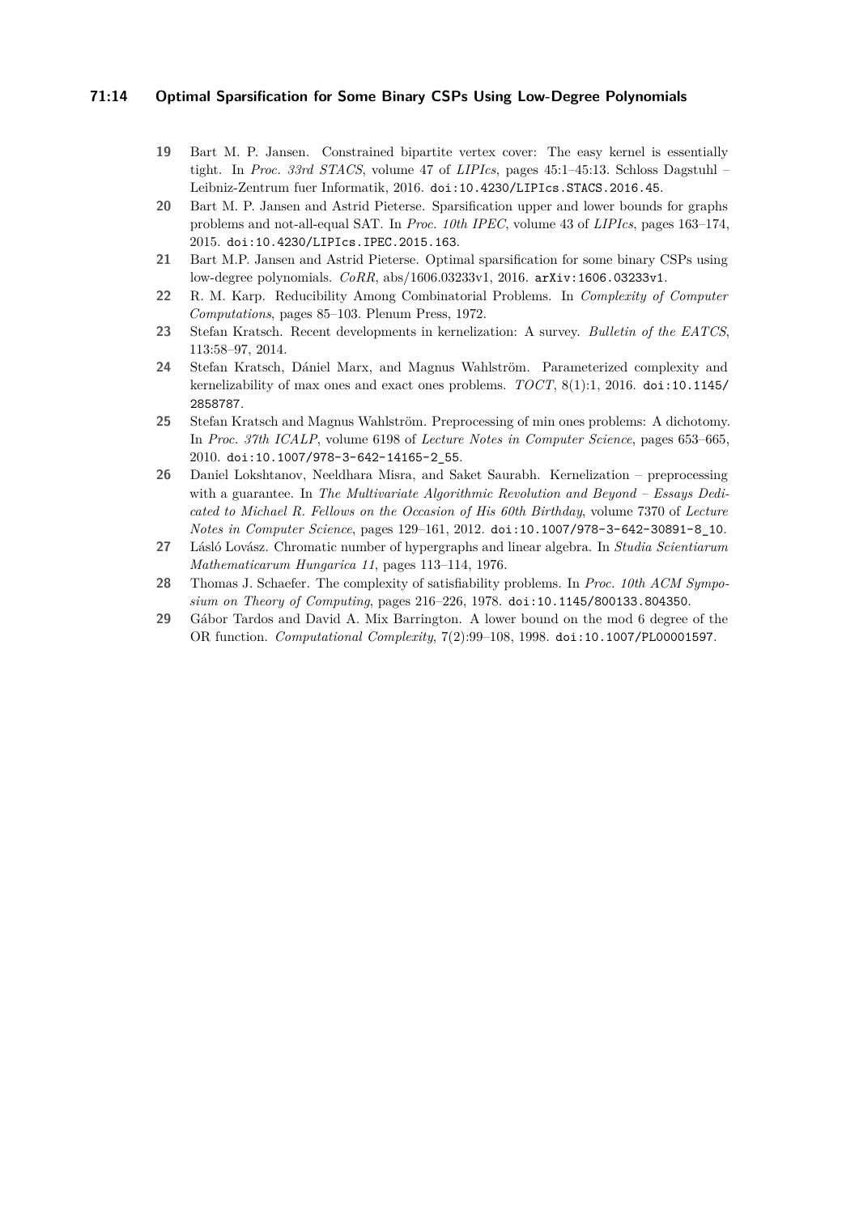19 Bart M. P. Jansen. Constrained bipartite vertex cover: The easy kernel is essentially tight. In *Proc. 33rd STACS*, volume 47 of *LIPIcs*, pages 45:1–45:13. Schloss Dagstuhl – Leibniz-Zentrum fuer Informatik, 2016. doi:10.4230/LIPIcs.STACS.2016.45.

20 Bart M. P. Jansen and Astrid Pieterse. Sparsification upper and lower bounds for graphs problems and not-all-equal SAT. In *Proc. 10th IPEC*, volume 43 of *LIPIcs*, pages 163–174, 2015. doi:10.4230/LIPIcs.IPEC.2015.163.

21 Bart M.P. Jansen and Astrid Pieterse. Optimal sparsification for some binary CSPs using low-degree polynomials. *CoRR*, abs/1606.03233v1, 2016. arXiv:1606.03233v1.

22 R. M. Karp. Reducibility Among Combinatorial Problems. In *Complexity of Computer Computations*, pages 85–103. Plenum Press, 1972.

23 Stefan Kratsch. Recent developments in kernelization: A survey. *Bulletin of the EATCS*, 113:58–97, 2014.

24 Stefan Kratsch, Dániel Marx, and Magnus Wahlström. Parameterized complexity and kernelizability of max ones and exact ones problems. *TOCT*, 8(1):1, 2016. doi:10.1145/2858787.

25 Stefan Kratsch and Magnus Wahlström. Preprocessing of min ones problems: A dichotomy. In *Proc. 37th ICALP*, volume 6198 of *Lecture Notes in Computer Science*, pages 653–665, 2010. doi:10.1007/978-3-642-14165-2_55.

26 Daniel Lokshtanov, Neeldhara Misra, and Saket Saurabh. Kernelization – preprocessing with a guarantee. In *The Multivariate Algorithmic Revolution and Beyond – Essays Dedicated to Michael R. Fellows on the Occasion of His 60th Birthday*, volume 7370 of *Lecture Notes in Computer Science*, pages 129–161, 2012. doi:10.1007/978-3-642-30891-8_10.

27 Lásló Lovász. Chromatic number of hypergraphs and linear algebra. In *Studia Scientiarum Mathematicarum Hungarica 11*, pages 113–114, 1976.

28 Thomas J. Schaefer. The complexity of satisfiability problems. In *Proc. 10th ACM Symposium on Theory of Computing*, pages 216–226, 1978. doi:10.1145/800133.804350.

29 Gábor Tardos and David A. Mix Barrington. A lower bound on the mod 6 degree of the OR function. *Computational Complexity*, 7(2):99–108, 1998. doi:10.1007/PL00001597.